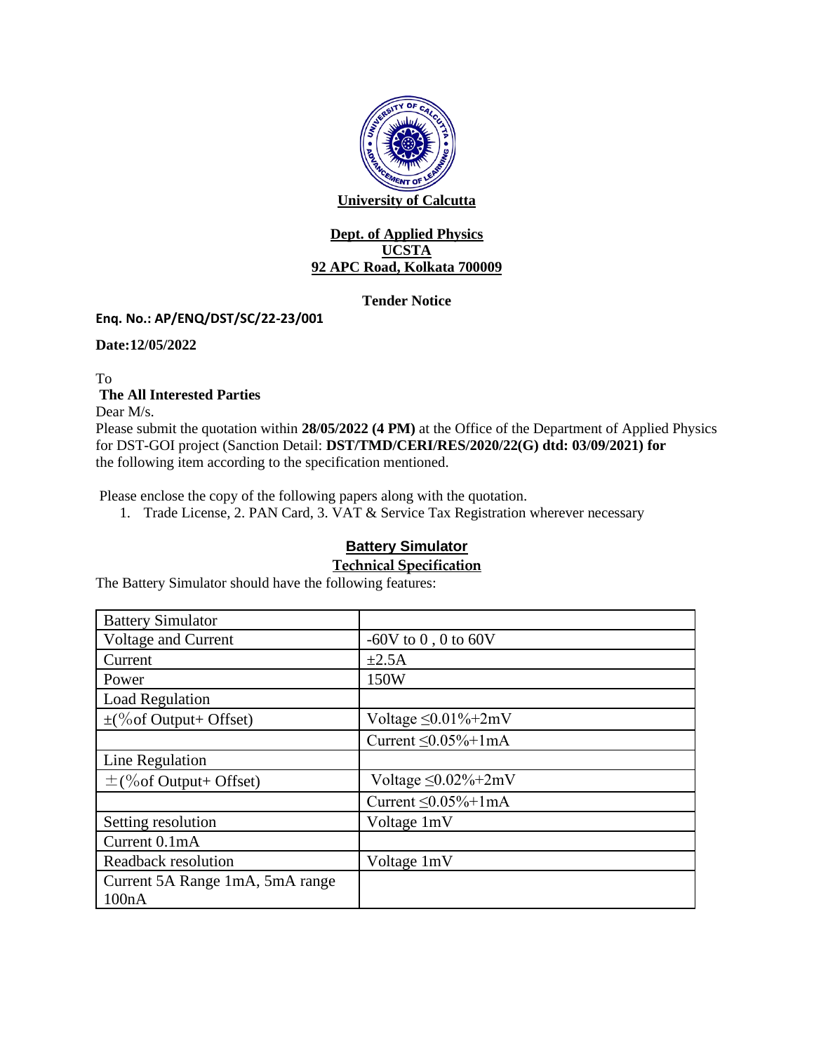**University of Calcutta**

**Dept. of Applied Physics**
**UCSTA**
**92 APC Road, Kolkata 700009**

**Tender Notice**

**Enq. No.: AP/ENQ/DST/SC/22-23/001**

**Date:12/05/2022**

To
**The All Interested Parties**
Dear M/s.
Please submit the quotation within **28/05/2022 (4 PM)** at the Office of the Department of Applied Physics for DST-GOI project (Sanction Detail: **DST/TMD/CERI/RES/2020/22(G) dtd: 03/09/2021) for** the following item according to the specification mentioned.

Please enclose the copy of the following papers along with the quotation.

1. Trade License, 2. PAN Card, 3. VAT & Service Tax Registration wherever necessary

## Battery Simulator

### Technical Specification

The Battery Simulator should have the following features:

| | |
|---|---|
| Battery Simulator | |
| Voltage and Current | -60V to 0 , 0 to 60V |
| Current | ±2.5A |
| Power | 150W |
| Load Regulation | |
| ±(%of Output+ Offset) | Voltage ≤0.01%+2mV |
| | Current ≤0.05%+1mA |
| Line Regulation | |
| ±(%of Output+ Offset) | Voltage ≤0.02%+2mV |
| | Current ≤0.05%+1mA |
| Setting resolution | Voltage 1mV |
| Current 0.1mA | |
| Readback resolution | Voltage 1mV |
| Current 5A Range 1mA, 5mA range 100nA | |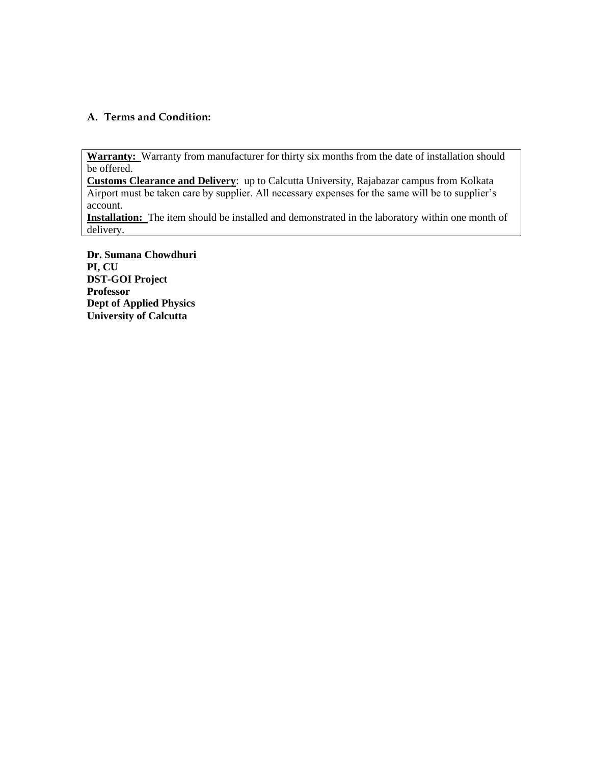## A. Terms and Condition:

**Warranty:** Warranty from manufacturer for thirty six months from the date of installation should be offered.
**Customs Clearance and Delivery**: up to Calcutta University, Rajabazar campus from Kolkata Airport must be taken care by supplier. All necessary expenses for the same will be to supplier's account.
**Installation:** The item should be installed and demonstrated in the laboratory within one month of delivery.

**Dr. Sumana Chowdhuri**
**PI, CU**
**DST-GOI Project**
**Professor**
**Dept of Applied Physics**
**University of Calcutta**